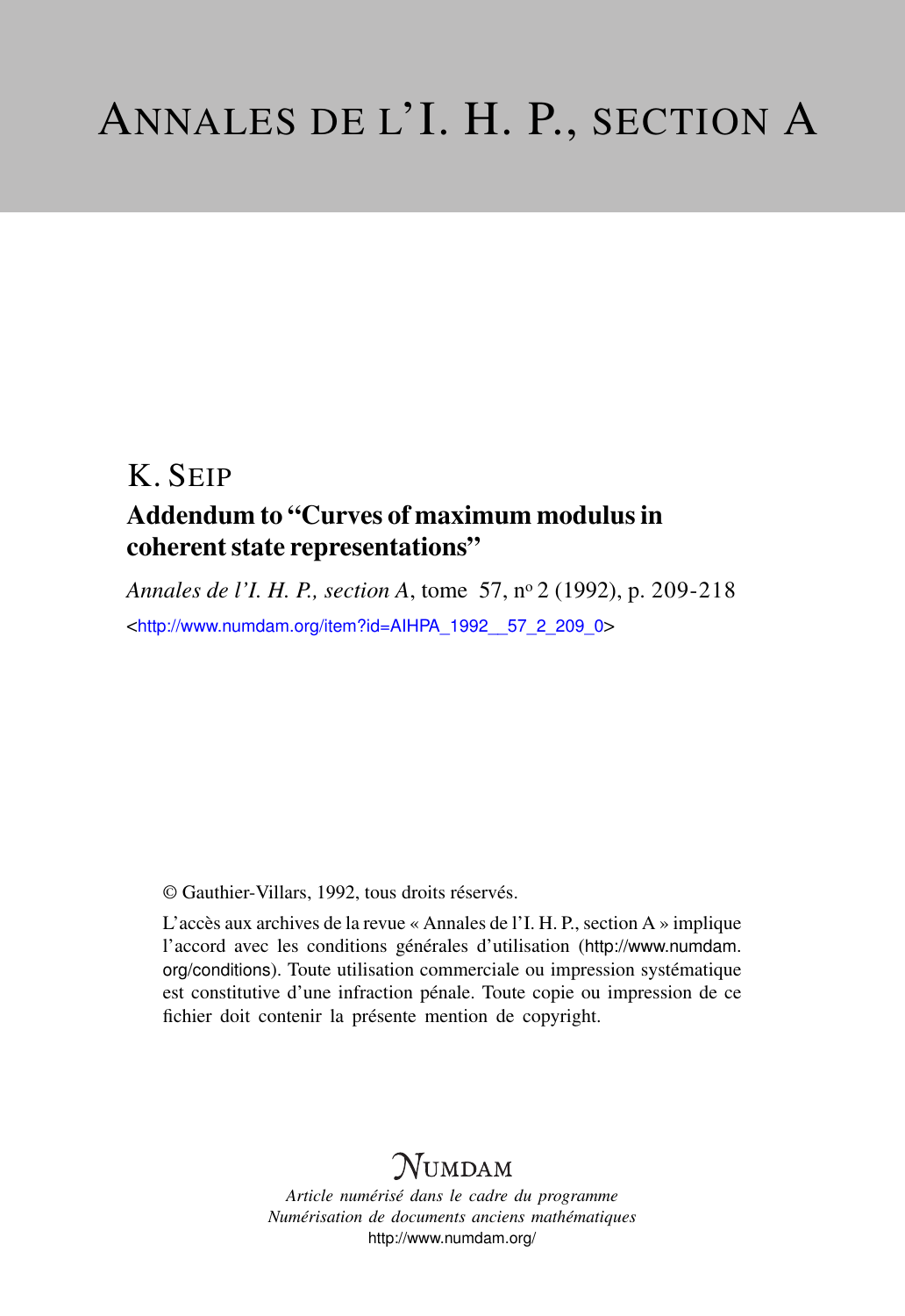# ANNALES DE L'I. H. P., SECTION A

## K. SEIP

## Addendum to "Curves of maximum modulus in coherent state representations"

*Annales de l'I. H. P., section A*, tome 57, n° 2 (1992), p. 209-218

<http://www.numdam.org/item?id=AIHPA_1992__57_2_209_0>

© Gauthier-Villars, 1992, tous droits réservés.

L'accès aux archives de la revue « Annales de l'I. H. P., section A » implique l'accord avec les conditions générales d'utilisation (http://www.numdam.org/conditions). Toute utilisation commerciale ou impression systématique est constitutive d'une infraction pénale. Toute copie ou impression de ce fichier doit contenir la présente mention de copyright.

NUMDAM

*Article numérisé dans le cadre du programme*
*Numérisation de documents anciens mathématiques*
http://www.numdam.org/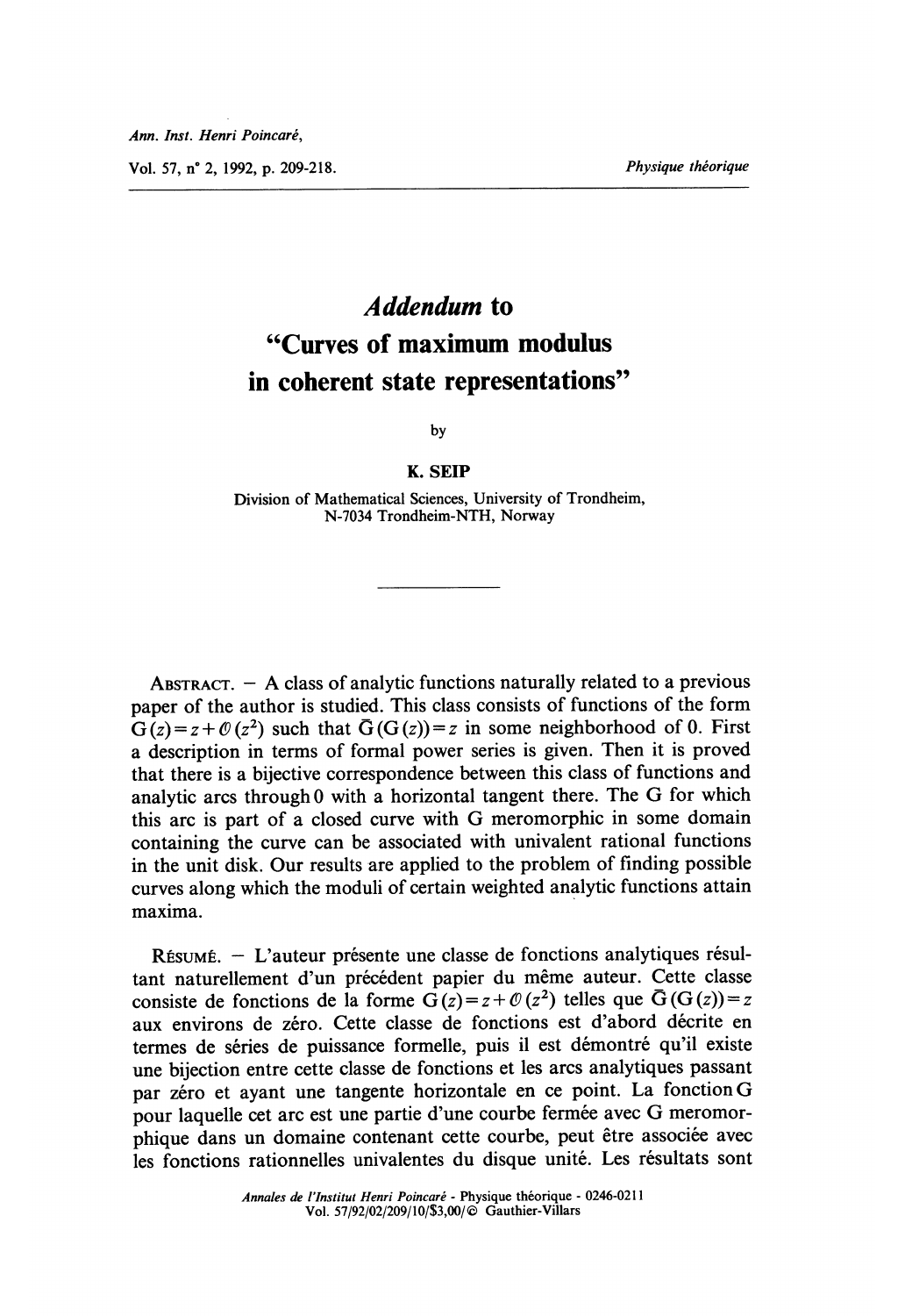# *Addendum* to "Curves of maximum modulus in coherent state representations"

by

**K. SEIP**

Division of Mathematical Sciences, University of Trondheim, N-7034 Trondheim-NTH, Norway

---

ABSTRACT. — A class of analytic functions naturally related to a previous paper of the author is studied. This class consists of functions of the form $G(z)=z+\mathcal{O}(z^2)$ such that $\bar{G}(G(z))=z$ in some neighborhood of 0. First a description in terms of formal power series is given. Then it is proved that there is a bijective correspondence between this class of functions and analytic arcs through 0 with a horizontal tangent there. The G for which this arc is part of a closed curve with G meromorphic in some domain containing the curve can be associated with univalent rational functions in the unit disk. Our results are applied to the problem of finding possible curves along which the moduli of certain weighted analytic functions attain maxima.

RÉSUMÉ. — L'auteur présente une classe de fonctions analytiques résultant naturellement d'un précédent papier du même auteur. Cette classe consiste de fonctions de la forme $G(z)=z+\mathcal{O}(z^2)$ telles que $\bar{G}(G(z))=z$ aux environs de zéro. Cette classe de fonctions est d'abord décrite en termes de séries de puissance formelle, puis il est démontré qu'il existe une bijection entre cette classe de fonctions et les arcs analytiques passant par zéro et ayant une tangente horizontale en ce point. La fonction G pour laquelle cet arc est une partie d'une courbe fermée avec G meromorphique dans un domaine contenant cette courbe, peut être associée avec les fonctions rationnelles univalentes du disque unité. Les résultats sont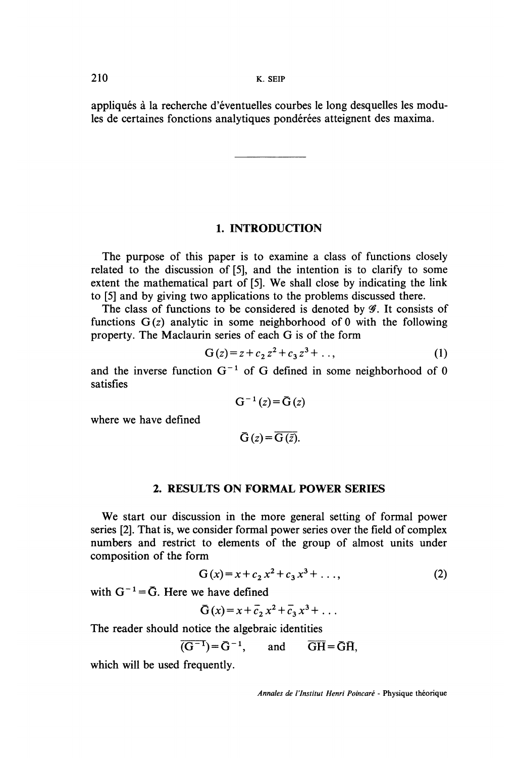appliqués à la recherche d'éventuelles courbes le long desquelles les modules de certaines fonctions analytiques pondérées atteignent des maxima.

---

## 1. INTRODUCTION

The purpose of this paper is to examine a class of functions closely related to the discussion of [5], and the intention is to clarify to some extent the mathematical part of [5]. We shall close by indicating the link to [5] and by giving two applications to the problems discussed there.

The class of functions to be considered is denoted by $\mathcal{G}$. It consists of functions $G(z)$ analytic in some neighborhood of 0 with the following property. The Maclaurin series of each G is of the form

$$G(z) = z + c_2 z^2 + c_3 z^3 + \ldots, \tag{1}$$

and the inverse function $G^{-1}$ of G defined in some neighborhood of 0 satisfies

$$G^{-1}(z) = \bar{G}(z)$$

where we have defined

$$\bar{G}(z) = \overline{G(\bar{z})}.$$

## 2. RESULTS ON FORMAL POWER SERIES

We start our discussion in the more general setting of formal power series [2]. That is, we consider formal power series over the field of complex numbers and restrict to elements of the group of almost units under composition of the form

$$G(x) = x + c_2 x^2 + c_3 x^3 + \ldots, \tag{2}$$

with $G^{-1} = \bar{G}$. Here we have defined

$$\bar{G}(x) = x + \bar{c}_2 x^2 + \bar{c}_3 x^3 + \ldots$$

The reader should notice the algebraic identities

$$\overline{(G^{-1})} = \bar{G}^{-1}, \qquad \text{and} \qquad \overline{GH} = \bar{G}\bar{H},$$

which will be used frequently.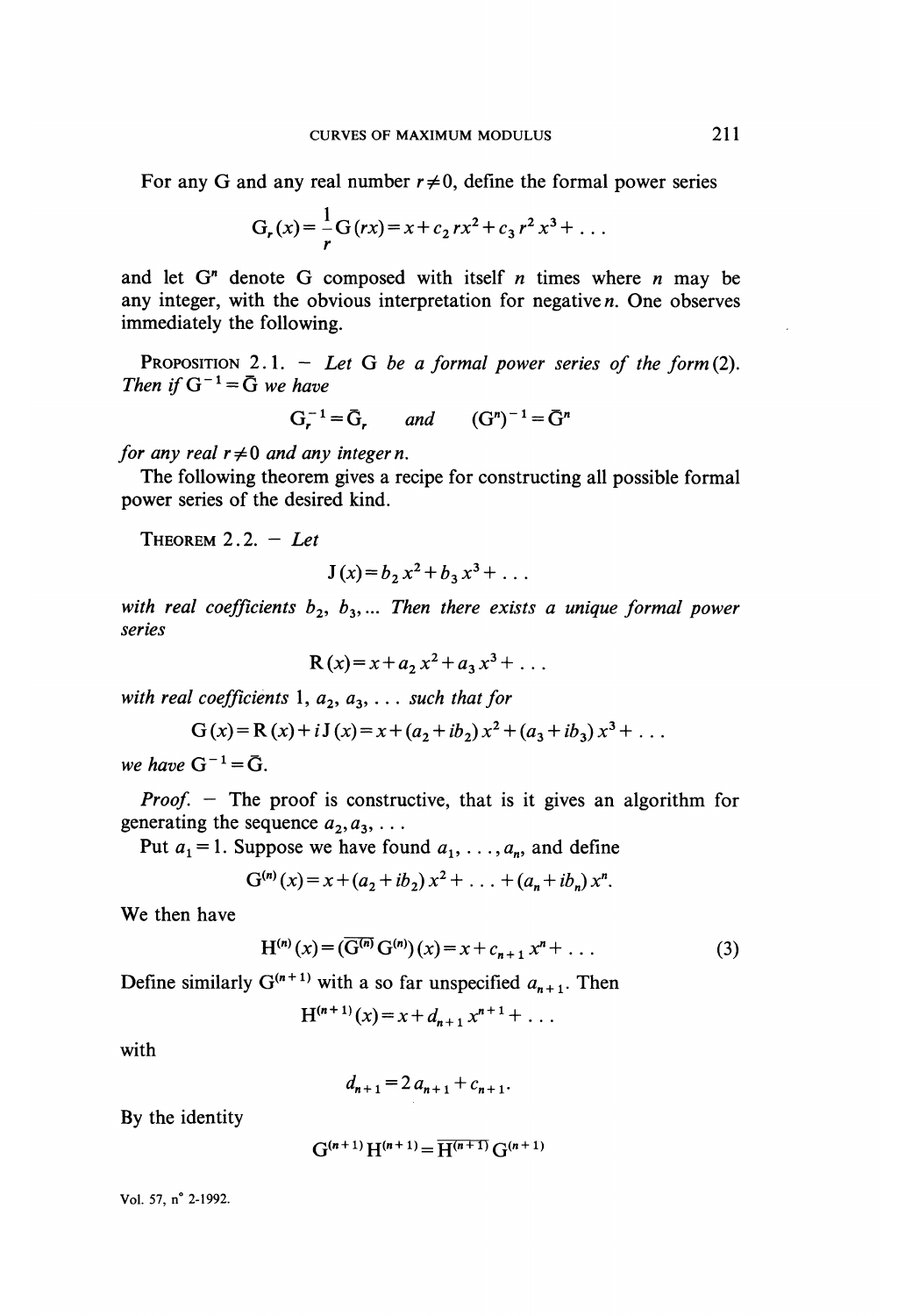For any G and any real number $r \neq 0$, define the formal power series

$$G_r(x) = \frac{1}{r} G(rx) = x + c_2 r x^2 + c_3 r^2 x^3 + \ldots$$

and let $G^n$ denote G composed with itself $n$ times where $n$ may be any integer, with the obvious interpretation for negative $n$. One observes immediately the following.

PROPOSITION 2.1. — *Let* G *be a formal power series of the form* (2). *Then if* $G^{-1} = \bar{G}$ *we have*

$$G_r^{-1} = \bar{G}_r \quad \text{and} \quad (G^n)^{-1} = \bar{G}^n$$

*for any real* $r \neq 0$ *and any integer* $n$.

The following theorem gives a recipe for constructing all possible formal power series of the desired kind.

THEOREM 2.2. — *Let*

$$J(x) = b_2 x^2 + b_3 x^3 + \ldots$$

*with real coefficients* $b_2, b_3, \ldots$ *Then there exists a unique formal power series*

$$R(x) = x + a_2 x^2 + a_3 x^3 + \ldots$$

*with real coefficients* $1, a_2, a_3, \ldots$ *such that for*

$$G(x) = R(x) + iJ(x) = x + (a_2 + ib_2) x^2 + (a_3 + ib_3) x^3 + \ldots$$

*we have* $G^{-1} = \bar{G}$.

*Proof.* — The proof is constructive, that is it gives an algorithm for generating the sequence $a_2, a_3, \ldots$

Put $a_1 = 1$. Suppose we have found $a_1, \ldots, a_n$, and define

$$G^{(n)}(x) = x + (a_2 + ib_2) x^2 + \ldots + (a_n + ib_n) x^n.$$

We then have

$$H^{(n)}(x) = (\overline{G^{(n)}}\, G^{(n)})(x) = x + c_{n+1} x^n + \ldots \tag{3}$$

Define similarly $G^{(n+1)}$ with a so far unspecified $a_{n+1}$. Then

$$H^{(n+1)}(x) = x + d_{n+1} x^{n+1} + \ldots$$

with

$$d_{n+1} = 2 a_{n+1} + c_{n+1}.$$

By the identity

$$G^{(n+1)} H^{(n+1)} = \overline{H^{(n+1)}}\, G^{(n+1)}$$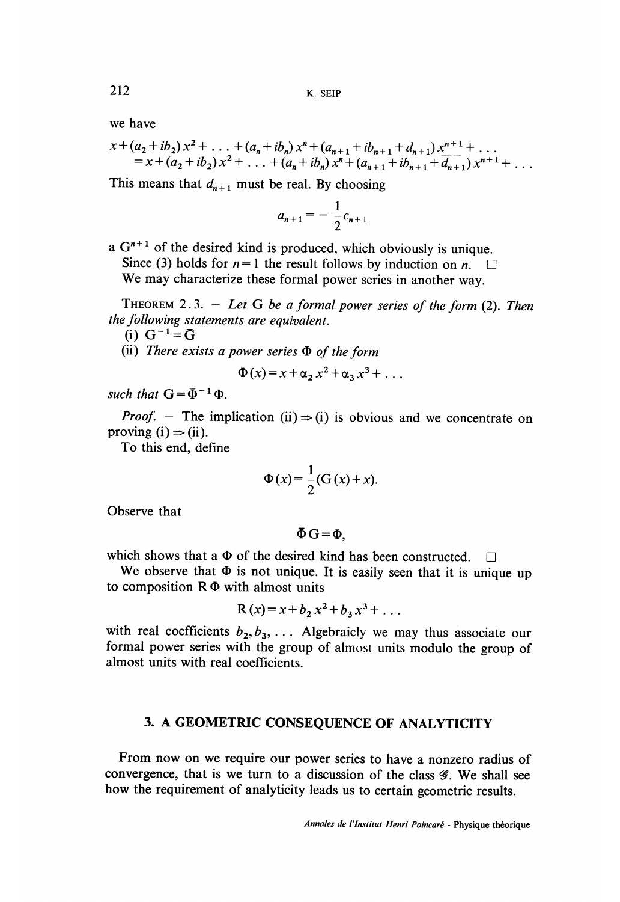we have

$$x+(a_2+ib_2)x^2+\ldots+(a_n+ib_n)x^n+(a_{n+1}+ib_{n+1}+d_{n+1})x^{n+1}+\ldots$$
$$=x+(a_2+ib_2)x^2+\ldots+(a_n+ib_n)x^n+(a_{n+1}+ib_{n+1}+\overline{d_{n+1}})x^{n+1}+\ldots$$

This means that $d_{n+1}$ must be real. By choosing

$$a_{n+1}=-\frac{1}{2}c_{n+1}$$

a $G^{n+1}$ of the desired kind is produced, which obviously is unique.

Since (3) holds for $n=1$ the result follows by induction on $n$. □

We may characterize these formal power series in another way.

THEOREM 2.3. — *Let* G *be a formal power series of the form* (2). *Then the following statements are equivalent.*

(i) $G^{-1}=\bar{G}$

(ii) *There exists a power series* $\Phi$ *of the form*

$$\Phi(x)=x+\alpha_2x^2+\alpha_3x^3+\ldots$$

*such that* $G=\bar{\Phi}^{-1}\Phi$.

*Proof.* — The implication (ii) ⇒ (i) is obvious and we concentrate on proving (i) ⇒ (ii).

To this end, define

$$\Phi(x)=\frac{1}{2}(G(x)+x).$$

Observe that

$$\bar{\Phi}G=\Phi,$$

which shows that a $\Phi$ of the desired kind has been constructed. □

We observe that $\Phi$ is not unique. It is easily seen that it is unique up to composition $R\Phi$ with almost units

$$R(x)=x+b_2x^2+b_3x^3+\ldots$$

with real coefficients $b_2, b_3, \ldots$ Algebraicly we may thus associate our formal power series with the group of almost units modulo the group of almost units with real coefficients.

## 3. A GEOMETRIC CONSEQUENCE OF ANALYTICITY

From now on we require our power series to have a nonzero radius of convergence, that is we turn to a discussion of the class $\mathcal{G}$. We shall see how the requirement of analyticity leads us to certain geometric results.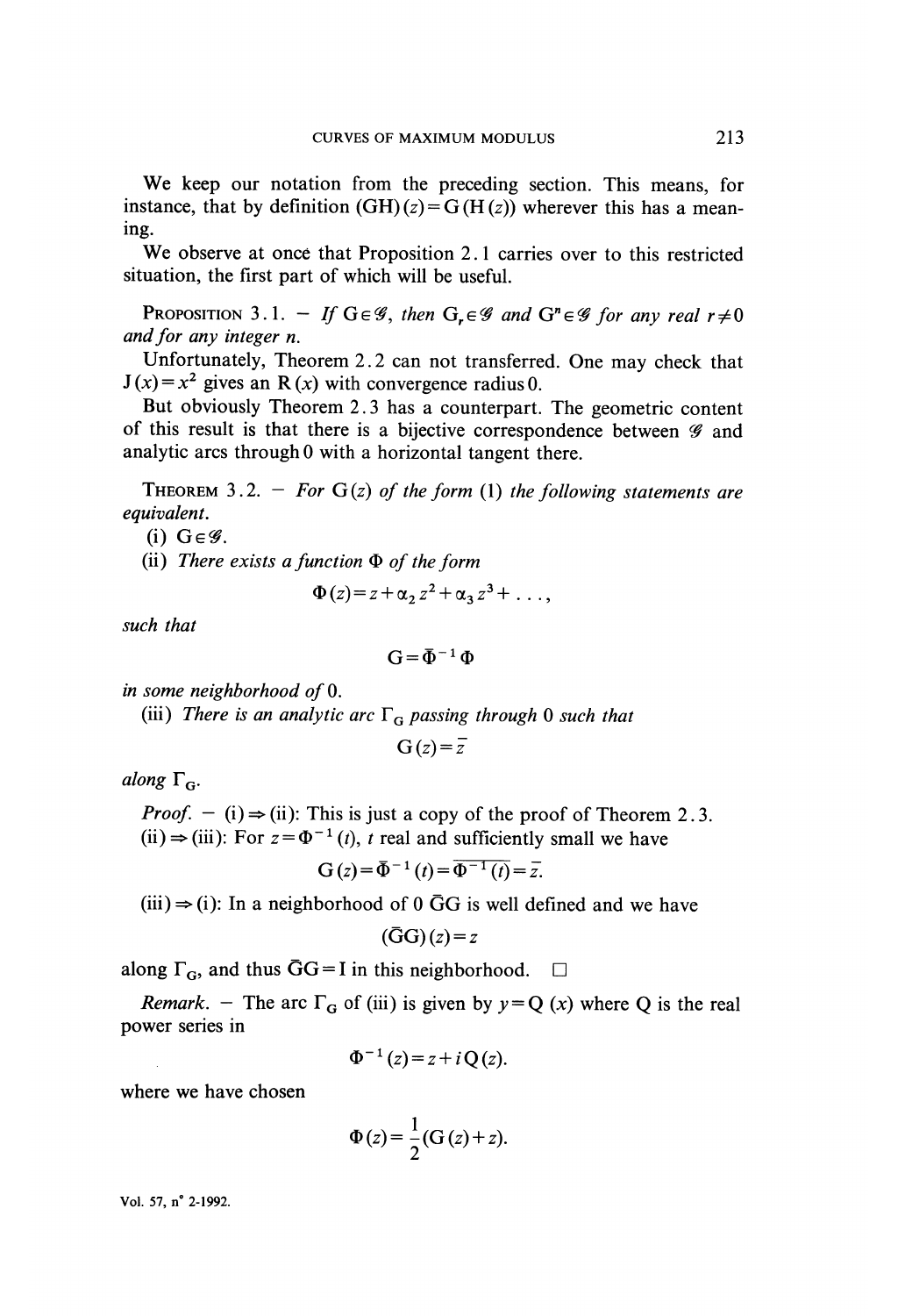We keep our notation from the preceding section. This means, for instance, that by definition $(\mathrm{GH})(z)=\mathrm{G}(\mathrm{H}(z))$ wherever this has a meaning.

We observe at once that Proposition 2.1 carries over to this restricted situation, the first part of which will be useful.

PROPOSITION 3.1. – *If* $\mathrm{G}\in\mathscr{G}$, *then* $\mathrm{G}_r\in\mathscr{G}$ *and* $\mathrm{G}^n\in\mathscr{G}$ *for any real* $r\neq 0$ *and for any integer* $n$.

Unfortunately, Theorem 2.2 can not transferred. One may check that $\mathrm{J}(x)=x^2$ gives an $\mathrm{R}(x)$ with convergence radius 0.

But obviously Theorem 2.3 has a counterpart. The geometric content of this result is that there is a bijective correspondence between $\mathscr{G}$ and analytic arcs through 0 with a horizontal tangent there.

THEOREM 3.2. – *For* $\mathrm{G}(z)$ *of the form* (1) *the following statements are equivalent.*

(i) $\mathrm{G}\in\mathscr{G}$.

(ii) *There exists a function* $\Phi$ *of the form*

$$\Phi(z)=z+\alpha_2 z^2+\alpha_3 z^3+\ldots,$$

*such that*

$$\mathrm{G}=\bar{\Phi}^{-1}\Phi$$

*in some neighborhood of* 0.

(iii) *There is an analytic arc* $\Gamma_{\mathrm{G}}$ *passing through* 0 *such that*

$$\mathrm{G}(z)=\bar{z}$$

*along* $\Gamma_{\mathrm{G}}$.

*Proof.* – (i) $\Rightarrow$ (ii): This is just a copy of the proof of Theorem 2.3.

(ii) $\Rightarrow$ (iii): For $z=\Phi^{-1}(t)$, $t$ real and sufficiently small we have

$$\mathrm{G}(z)=\bar{\Phi}^{-1}(t)=\overline{\Phi^{-1}(t)}=\bar{z}.$$

(iii) $\Rightarrow$ (i): In a neighborhood of 0 $\bar{\mathrm{G}}\mathrm{G}$ is well defined and we have

$$(\bar{\mathrm{G}}\mathrm{G})(z)=z$$

along $\Gamma_{\mathrm{G}}$, and thus $\bar{\mathrm{G}}\mathrm{G}=\mathrm{I}$ in this neighborhood. $\square$

*Remark.* – The arc $\Gamma_{\mathrm{G}}$ of (iii) is given by $y=\mathrm{Q}(x)$ where Q is the real power series in

$$\Phi^{-1}(z)=z+i\,\mathrm{Q}(z).$$

where we have chosen

$$\Phi(z)=\frac{1}{2}(\mathrm{G}(z)+z).$$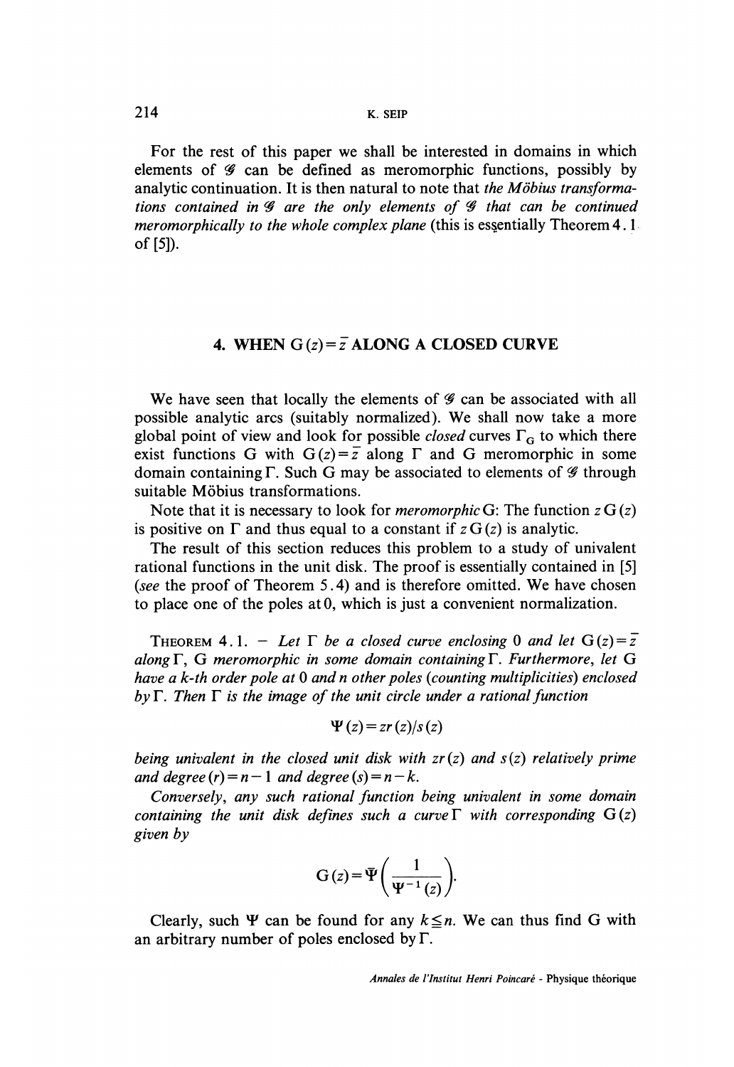For the rest of this paper we shall be interested in domains in which elements of $\mathcal{G}$ can be defined as meromorphic functions, possibly by analytic continuation. It is then natural to note that *the Möbius transformations contained in $\mathcal{G}$ are the only elements of $\mathcal{G}$ that can be continued meromorphically to the whole complex plane* (this is essentially Theorem 4.1 of [5]).

## 4. WHEN $G(z)=\bar{z}$ ALONG A CLOSED CURVE

We have seen that locally the elements of $\mathcal{G}$ can be associated with all possible analytic arcs (suitably normalized). We shall now take a more global point of view and look for possible *closed* curves $\Gamma_G$ to which there exist functions G with $G(z)=\bar{z}$ along $\Gamma$ and G meromorphic in some domain containing $\Gamma$. Such G may be associated to elements of $\mathcal{G}$ through suitable Möbius transformations.

Note that it is necessary to look for *meromorphic* G: The function $zG(z)$ is positive on $\Gamma$ and thus equal to a constant if $zG(z)$ is analytic.

The result of this section reduces this problem to a study of univalent rational functions in the unit disk. The proof is essentially contained in [5] (*see* the proof of Theorem 5.4) and is therefore omitted. We have chosen to place one of the poles at 0, which is just a convenient normalization.

THEOREM 4.1. – *Let $\Gamma$ be a closed curve enclosing 0 and let $G(z)=\bar{z}$ along $\Gamma$, G meromorphic in some domain containing $\Gamma$. Furthermore, let G have a k-th order pole at 0 and n other poles (counting multiplicities) enclosed by $\Gamma$. Then $\Gamma$ is the image of the unit circle under a rational function*

$$\Psi(z)=zr(z)/s(z)$$

*being univalent in the closed unit disk with $zr(z)$ and $s(z)$ relatively prime and degree $(r)=n-1$ and degree $(s)=n-k$.*

*Conversely, any such rational function being univalent in some domain containing the unit disk defines such a curve $\Gamma$ with corresponding $G(z)$ given by*

$$G(z)=\Psi\left(\frac{1}{\Psi^{-1}(z)}\right).$$

Clearly, such $\Psi$ can be found for any $k \leq n$. We can thus find G with an arbitrary number of poles enclosed by $\Gamma$.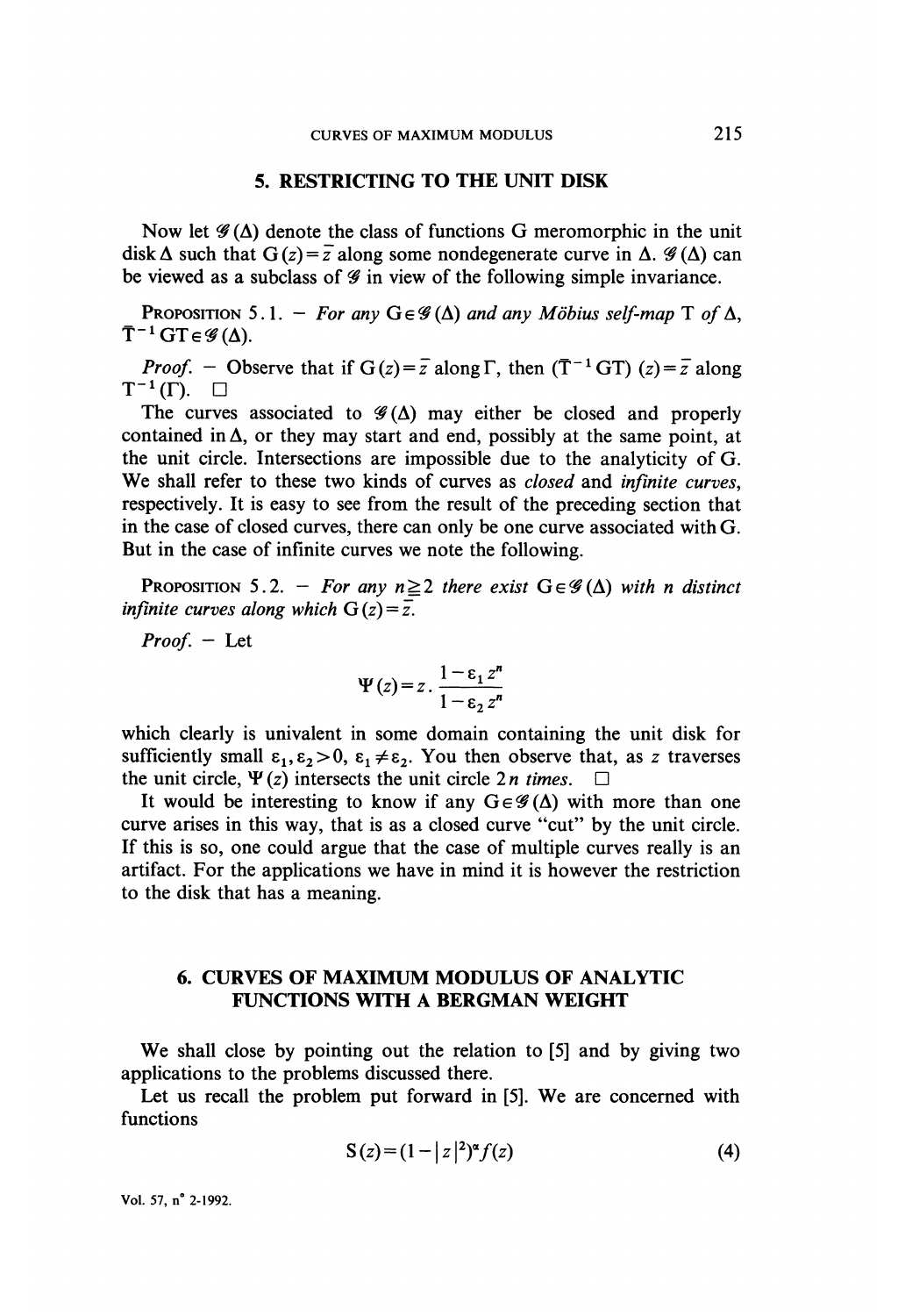## 5. RESTRICTING TO THE UNIT DISK

Now let $\mathscr{G}(\Delta)$ denote the class of functions G meromorphic in the unit disk $\Delta$ such that $G(z)=\bar{z}$ along some nondegenerate curve in $\Delta$. $\mathscr{G}(\Delta)$ can be viewed as a subclass of $\mathscr{G}$ in view of the following simple invariance.

PROPOSITION 5.1. — *For any* $G \in \mathscr{G}(\Delta)$ *and any Möbius self-map* T *of* $\Delta$, $\bar{T}^{-1} G T \in \mathscr{G}(\Delta)$.

*Proof.* — Observe that if $G(z)=\bar{z}$ along $\Gamma$, then $(\bar{T}^{-1} G T)(z)=\bar{z}$ along $T^{-1}(\Gamma)$. $\square$

The curves associated to $\mathscr{G}(\Delta)$ may either be closed and properly contained in $\Delta$, or they may start and end, possibly at the same point, at the unit circle. Intersections are impossible due to the analyticity of G. We shall refer to these two kinds of curves as *closed* and *infinite curves*, respectively. It is easy to see from the result of the preceding section that in the case of closed curves, there can only be one curve associated with G. But in the case of infinite curves we note the following.

PROPOSITION 5.2. — *For any* $n \geqq 2$ *there exist* $G \in \mathscr{G}(\Delta)$ *with* $n$ *distinct infinite curves along which* $G(z)=\bar{z}$.

*Proof.* — Let

$$\Psi(z)=z \cdot \frac{1-\varepsilon_1 z^n}{1-\varepsilon_2 z^n}$$

which clearly is univalent in some domain containing the unit disk for sufficiently small $\varepsilon_1, \varepsilon_2 > 0$, $\varepsilon_1 \neq \varepsilon_2$. You then observe that, as $z$ traverses the unit circle, $\Psi(z)$ intersects the unit circle $2n$ *times*. $\square$

It would be interesting to know if any $G \in \mathscr{G}(\Delta)$ with more than one curve arises in this way, that is as a closed curve "cut" by the unit circle. If this is so, one could argue that the case of multiple curves really is an artifact. For the applications we have in mind it is however the restriction to the disk that has a meaning.

## 6. CURVES OF MAXIMUM MODULUS OF ANALYTIC FUNCTIONS WITH A BERGMAN WEIGHT

We shall close by pointing out the relation to [5] and by giving two applications to the problems discussed there.

Let us recall the problem put forward in [5]. We are concerned with functions

$$S(z)=(1-|z|^2)^\alpha f(z) \tag{4}$$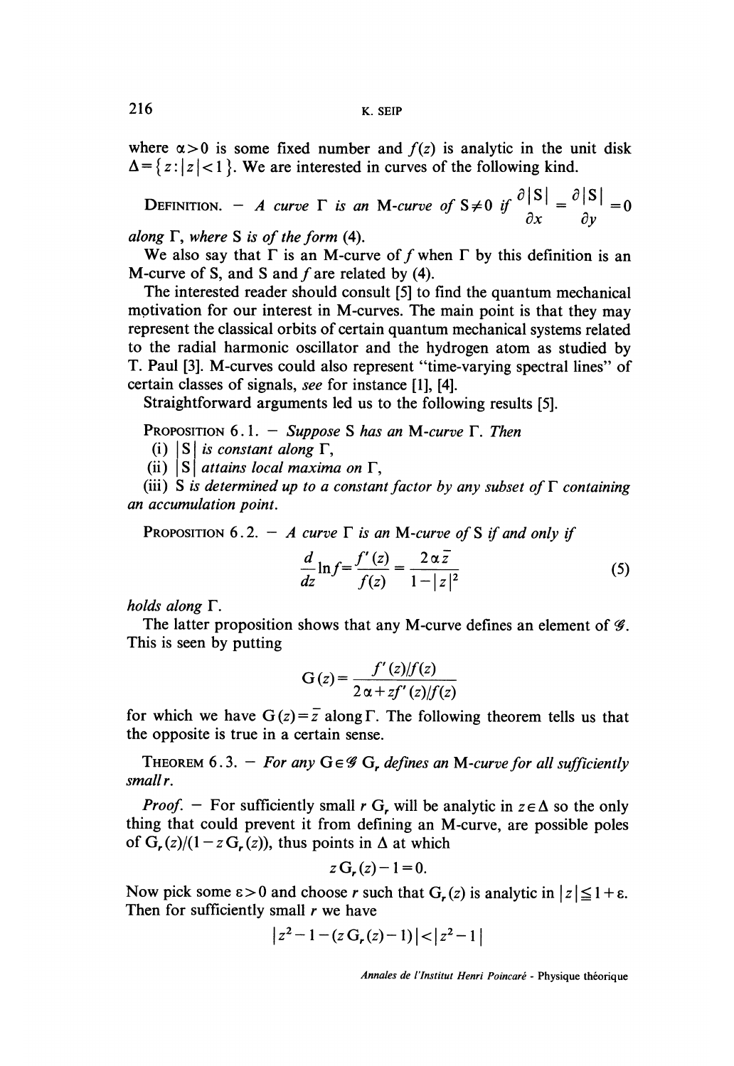where $\alpha > 0$ is some fixed number and $f(z)$ is analytic in the unit disk $\Delta = \{ z : |z| < 1 \}$. We are interested in curves of the following kind.

DEFINITION. — *A curve* $\Gamma$ *is an* M*-curve of* $S \neq 0$ *if* $\frac{\partial |S|}{\partial x} = \frac{\partial |S|}{\partial y} = 0$ *along* $\Gamma$, *where* S *is of the form* (4).

We also say that $\Gamma$ is an M-curve of $f$ when $\Gamma$ by this definition is an M-curve of S, and S and $f$ are related by (4).

The interested reader should consult [5] to find the quantum mechanical motivation for our interest in M-curves. The main point is that they may represent the classical orbits of certain quantum mechanical systems related to the radial harmonic oscillator and the hydrogen atom as studied by T. Paul [3]. M-curves could also represent "time-varying spectral lines" of certain classes of signals, *see* for instance [1], [4].

Straightforward arguments led us to the following results [5].

PROPOSITION 6.1. — *Suppose* S *has an* M*-curve* $\Gamma$. *Then*

(i) $|S|$ *is constant along* $\Gamma$,

(ii) $|S|$ *attains local maxima on* $\Gamma$,

(iii) S *is determined up to a constant factor by any subset of* $\Gamma$ *containing an accumulation point.*

PROPOSITION 6.2. — *A curve* $\Gamma$ *is an* M*-curve of* S *if and only if*

$$\frac{d}{dz} \ln f = \frac{f'(z)}{f(z)} = \frac{2\alpha \bar{z}}{1 - |z|^2} \tag{5}$$

*holds along* $\Gamma$.

The latter proposition shows that any M-curve defines an element of $\mathcal{G}$. This is seen by putting

$$G(z) = \frac{f'(z)/f(z)}{2\alpha + z f'(z)/f(z)}$$

for which we have $G(z) = \bar{z}$ along $\Gamma$. The following theorem tells us that the opposite is true in a certain sense.

THEOREM 6.3. — *For any* $G \in \mathcal{G}$ $G_r$ *defines an* M*-curve for all sufficiently small* $r$.

*Proof.* — For sufficiently small $r$ $G_r$ will be analytic in $z \in \Delta$ so the only thing that could prevent it from defining an M-curve, are possible poles of $G_r(z)/(1 - z\,G_r(z))$, thus points in $\Delta$ at which

$$z\,G_r(z) - 1 = 0.$$

Now pick some $\varepsilon > 0$ and choose $r$ such that $G_r(z)$ is analytic in $|z| \leqq 1 + \varepsilon$. Then for sufficiently small $r$ we have

$$|z^2 - 1 - (z\,G_r(z) - 1)| < |z^2 - 1|$$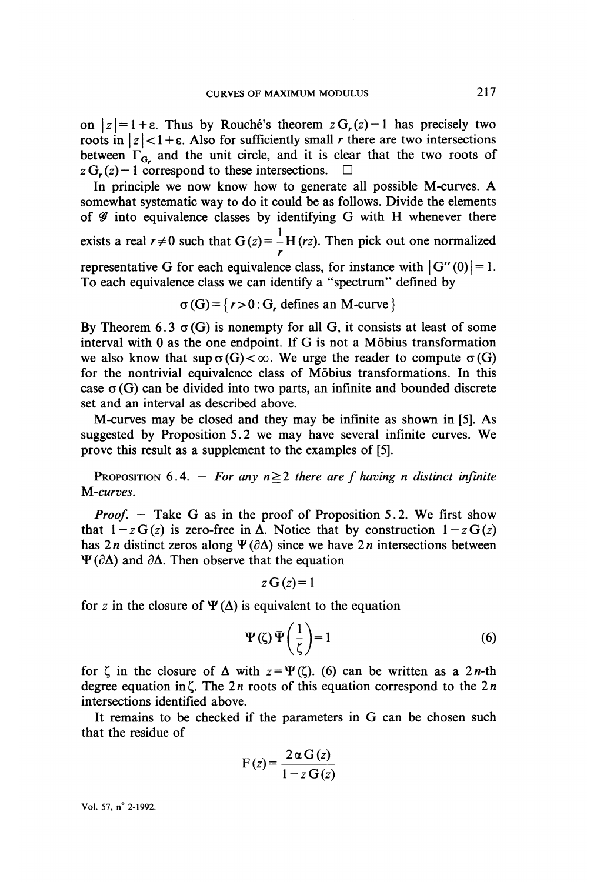on $|z|=1+\varepsilon$. Thus by Rouché's theorem $zG_r(z)-1$ has precisely two roots in $|z|<1+\varepsilon$. Also for sufficiently small $r$ there are two intersections between $\Gamma_{G_r}$ and the unit circle, and it is clear that the two roots of $zG_r(z)-1$ correspond to these intersections. $\square$

In principle we now know how to generate all possible M-curves. A somewhat systematic way to do it could be as follows. Divide the elements of $\mathscr{G}$ into equivalence classes by identifying G with H whenever there exists a real $r\neq 0$ such that $G(z)=\frac{1}{r}H(rz)$. Then pick out one normalized representative G for each equivalence class, for instance with $|G''(0)|=1$. To each equivalence class we can identify a "spectrum" defined by

$$\sigma(G)=\{r>0 : G_r \text{ defines an M-curve}\}$$

By Theorem 6.3 $\sigma(G)$ is nonempty for all G, it consists at least of some interval with 0 as the one endpoint. If G is not a Möbius transformation we also know that $\sup \sigma(G)<\infty$. We urge the reader to compute $\sigma(G)$ for the nontrivial equivalence class of Möbius transformations. In this case $\sigma(G)$ can be divided into two parts, an infinite and bounded discrete set and an interval as described above.

M-curves may be closed and they may be infinite as shown in [5]. As suggested by Proposition 5.2 we may have several infinite curves. We prove this result as a supplement to the examples of [5].

PROPOSITION 6.4. — *For any $n\geqq 2$ there are f having n distinct infinite M-curves.*

*Proof.* — Take G as in the proof of Proposition 5.2. We first show that $1-zG(z)$ is zero-free in $\Delta$. Notice that by construction $1-zG(z)$ has $2n$ distinct zeros along $\Psi(\partial\Delta)$ since we have $2n$ intersections between $\Psi(\partial\Delta)$ and $\partial\Delta$. Then observe that the equation

$$zG(z)=1$$

for $z$ in the closure of $\Psi(\Delta)$ is equivalent to the equation

$$\Psi(\zeta)\bar{\Psi}\left(\frac{1}{\zeta}\right)=1 \tag{6}$$

for $\zeta$ in the closure of $\Delta$ with $z=\Psi(\zeta)$. (6) can be written as a $2n$-th degree equation in $\zeta$. The $2n$ roots of this equation correspond to the $2n$ intersections identified above.

It remains to be checked if the parameters in G can be chosen such that the residue of

$$F(z)=\frac{2\alpha G(z)}{1-zG(z)}$$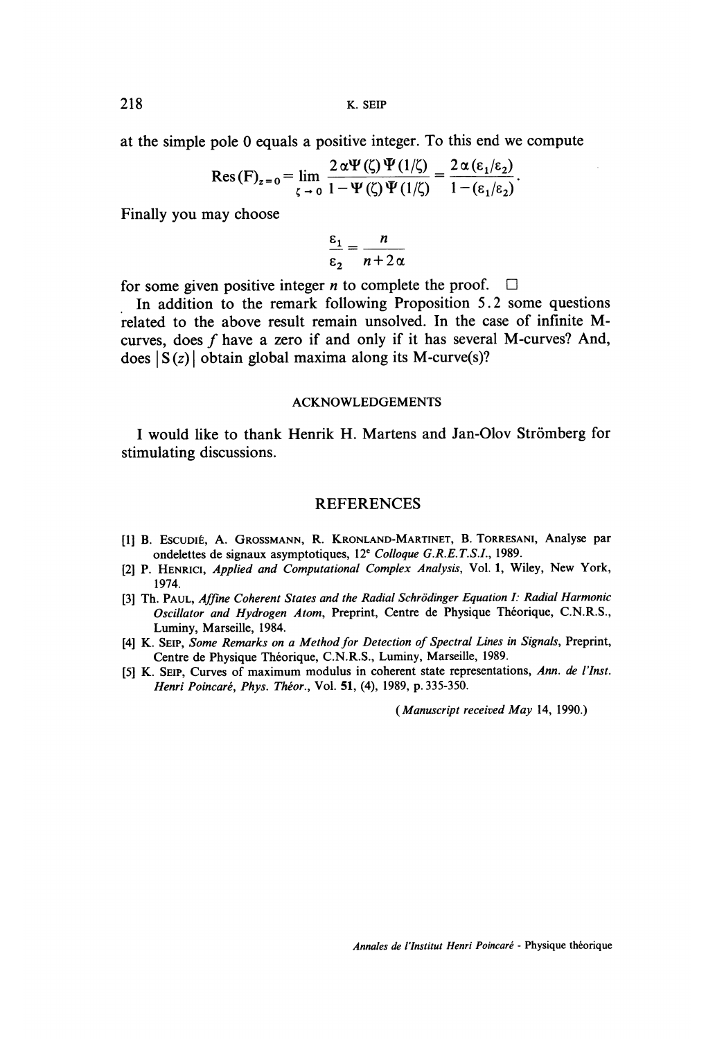at the simple pole 0 equals a positive integer. To this end we compute

$$\text{Res}(F)_{z=0} = \lim_{\zeta \to 0} \frac{2\alpha\Psi(\zeta)\overline{\Psi}(1/\zeta)}{1-\Psi(\zeta)\overline{\Psi}(1/\zeta)} = \frac{2\alpha(\varepsilon_1/\varepsilon_2)}{1-(\varepsilon_1/\varepsilon_2)}.$$

Finally you may choose

$$\frac{\varepsilon_1}{\varepsilon_2} = \frac{n}{n+2\alpha}$$

for some given positive integer $n$ to complete the proof. □

In addition to the remark following Proposition 5.2 some questions related to the above result remain unsolved. In the case of infinite M-curves, does $f$ have a zero if and only if it has several M-curves? And, does $|S(z)|$ obtain global maxima along its M-curve(s)?

## ACKNOWLEDGEMENTS

I would like to thank Henrik H. Martens and Jan-Olov Strömberg for stimulating discussions.

## REFERENCES

[1] B. Escudié, A. Grossmann, R. Kronland-Martinet, B. Torresani, Analyse par ondelettes de signaux asymptotiques, 12e *Colloque G.R.E.T.S.I.*, 1989.

[2] P. Henrici, *Applied and Computational Complex Analysis*, Vol. 1, Wiley, New York, 1974.

[3] Th. Paul, *Affine Coherent States and the Radial Schrödinger Equation I: Radial Harmonic Oscillator and Hydrogen Atom*, Preprint, Centre de Physique Théorique, C.N.R.S., Luminy, Marseille, 1984.

[4] K. Seip, *Some Remarks on a Method for Detection of Spectral Lines in Signals*, Preprint, Centre de Physique Théorique, C.N.R.S., Luminy, Marseille, 1989.

[5] K. Seip, Curves of maximum modulus in coherent state representations, *Ann. de l'Inst. Henri Poincaré, Phys. Théor.*, Vol. **51**, (4), 1989, p. 335-350.

(*Manuscript received May* 14, 1990.)